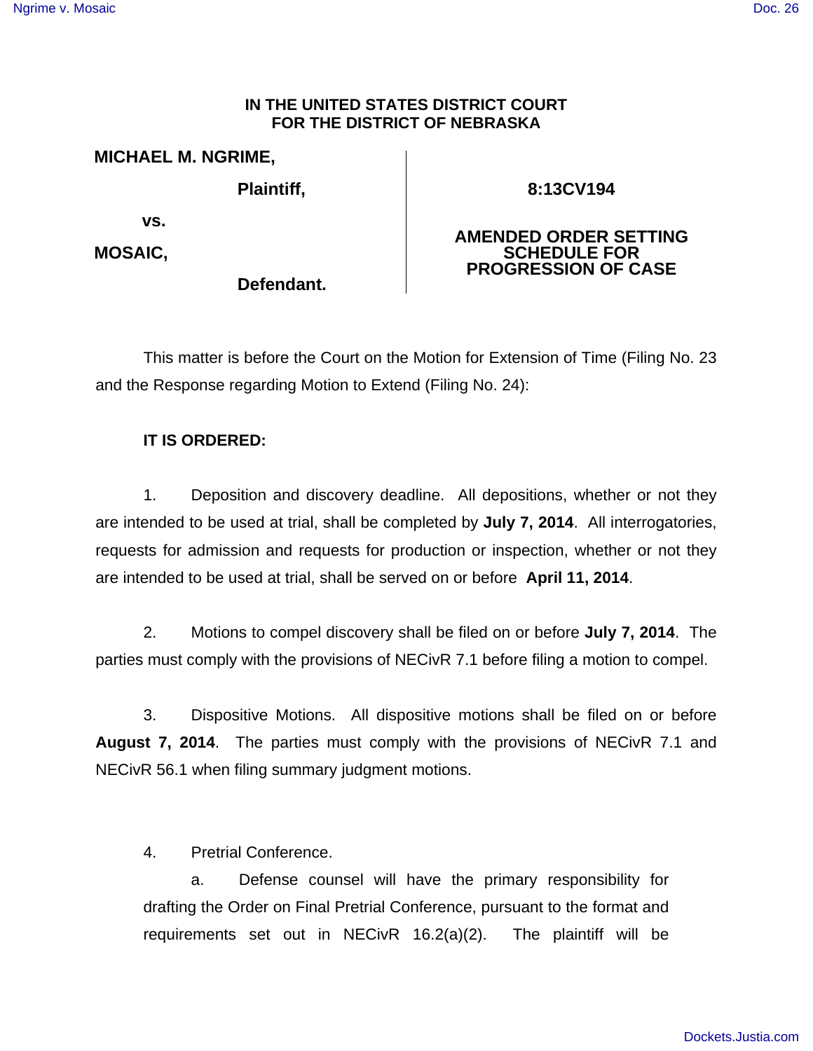**IN THE UNITED STATES DISTRICT COURT**
**FOR THE DISTRICT OF NEBRASKA**

| | |
|---|---|
| **MICHAEL M. NGRIME,** | |
| **Plaintiff,** | **8:13CV194** |
| **vs.** | |
| **MOSAIC,** | **AMENDED ORDER SETTING SCHEDULE FOR PROGRESSION OF CASE** |
| **Defendant.** | |

This matter is before the Court on the Motion for Extension of Time (Filing No. 23 and the Response regarding Motion to Extend (Filing No. 24):

**IT IS ORDERED:**

1. Deposition and discovery deadline. All depositions, whether or not they are intended to be used at trial, shall be completed by **July 7, 2014**. All interrogatories, requests for admission and requests for production or inspection, whether or not they are intended to be used at trial, shall be served on or before **April 11, 2014**.

2. Motions to compel discovery shall be filed on or before **July 7, 2014**. The parties must comply with the provisions of NECivR 7.1 before filing a motion to compel.

3. Dispositive Motions. All dispositive motions shall be filed on or before **August 7, 2014**. The parties must comply with the provisions of NECivR 7.1 and NECivR 56.1 when filing summary judgment motions.

4. Pretrial Conference.

   a. Defense counsel will have the primary responsibility for drafting the Order on Final Pretrial Conference, pursuant to the format and requirements set out in NECivR 16.2(a)(2). The plaintiff will be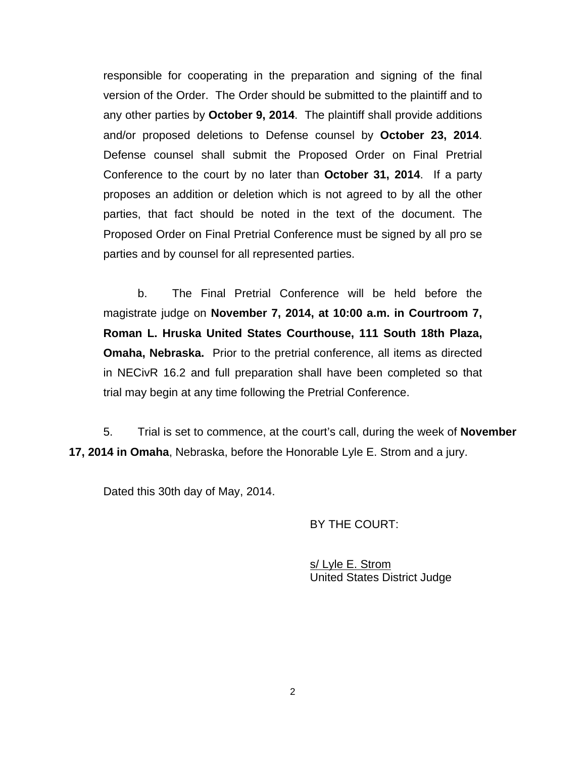responsible for cooperating in the preparation and signing of the final version of the Order. The Order should be submitted to the plaintiff and to any other parties by **October 9, 2014**. The plaintiff shall provide additions and/or proposed deletions to Defense counsel by **October 23, 2014**. Defense counsel shall submit the Proposed Order on Final Pretrial Conference to the court by no later than **October 31, 2014**. If a party proposes an addition or deletion which is not agreed to by all the other parties, that fact should be noted in the text of the document. The Proposed Order on Final Pretrial Conference must be signed by all pro se parties and by counsel for all represented parties.

b. The Final Pretrial Conference will be held before the magistrate judge on **November 7, 2014, at 10:00 a.m. in Courtroom 7, Roman L. Hruska United States Courthouse, 111 South 18th Plaza, Omaha, Nebraska.** Prior to the pretrial conference, all items as directed in NECivR 16.2 and full preparation shall have been completed so that trial may begin at any time following the Pretrial Conference.

5. Trial is set to commence, at the court's call, during the week of **November 17, 2014 in Omaha**, Nebraska, before the Honorable Lyle E. Strom and a jury.

Dated this 30th day of May, 2014.

BY THE COURT:

s/ Lyle E. Strom
United States District Judge